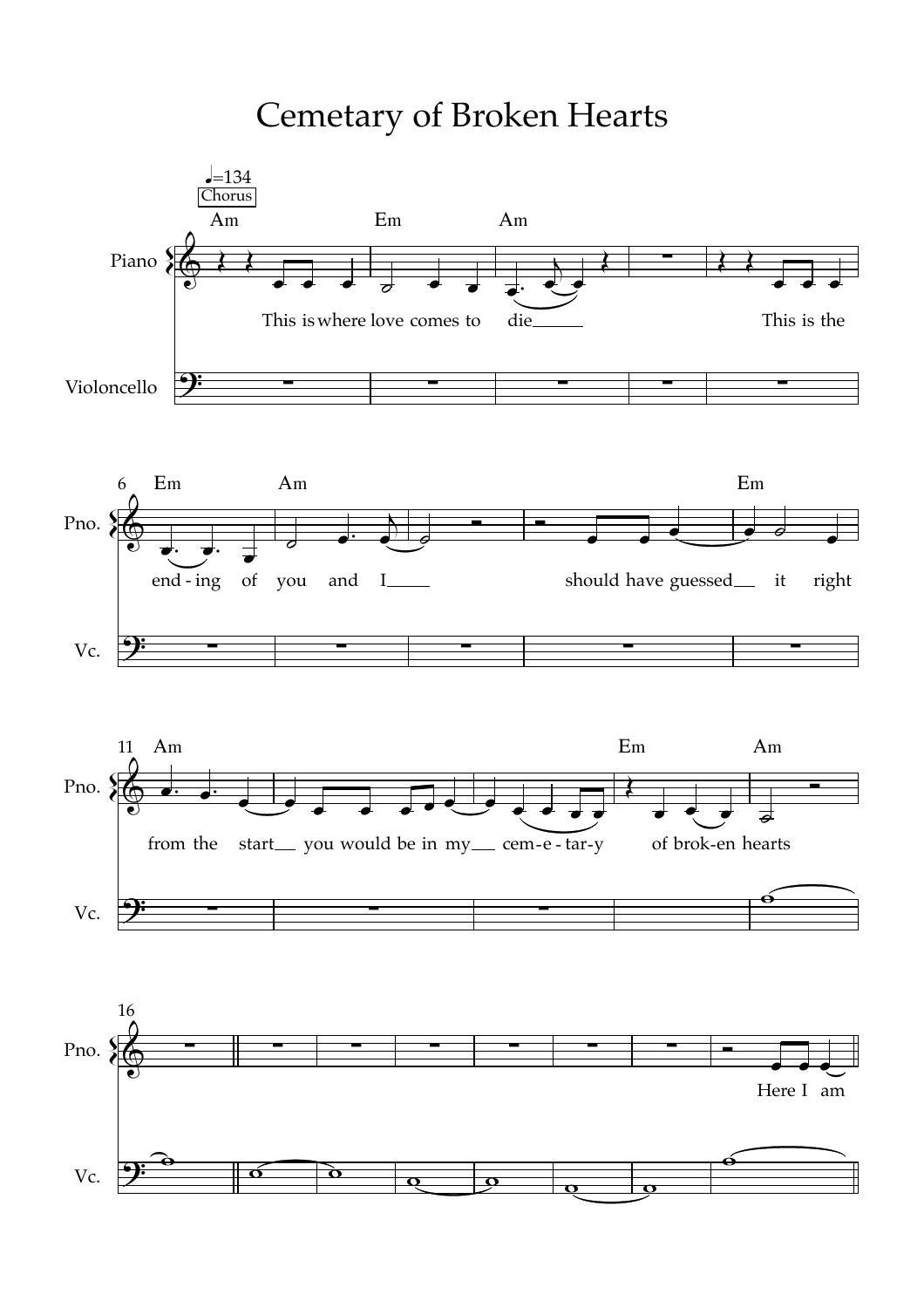# Cemetary of Broken Hearts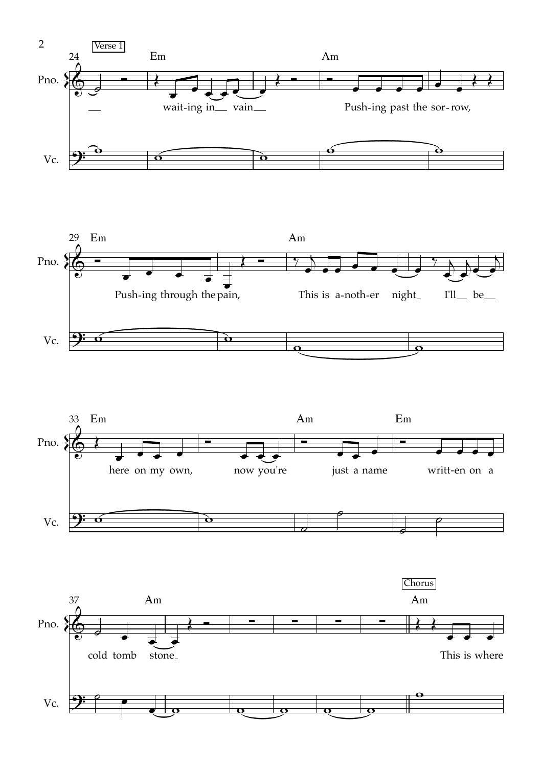Verse 1

24 Em Am

Pno.

wait-ing in vain

Push-ing past the sor-row,

Vc.

29 Em Am

Push-ing through the pain,

This is a-noth-er night I'll be

33 Em Am Em

here on my own,

now you're

just a name

writt-en on a

37 Am

Chorus

Am

cold tomb stone

This is where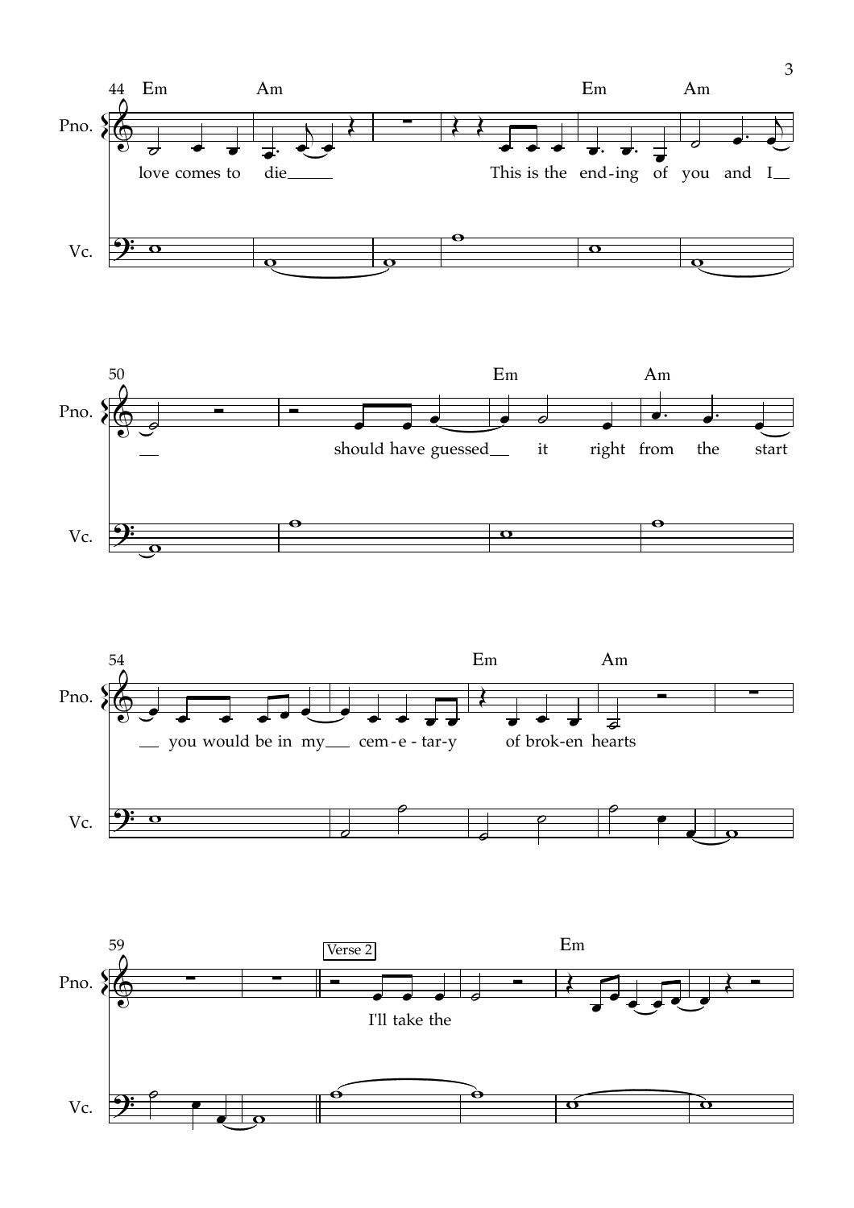44 Em Am Em Am

Pno.

love comes to die This is the end-ing of you and I

Vc.

50 Em Am

Pno.

should have guessed it right from the start

Vc.

54 Em Am

Pno.

you would be in my cem-e-tar-y of brok-en hearts

Vc.

59 Verse 2 Em

Pno.

I'll take the

Vc.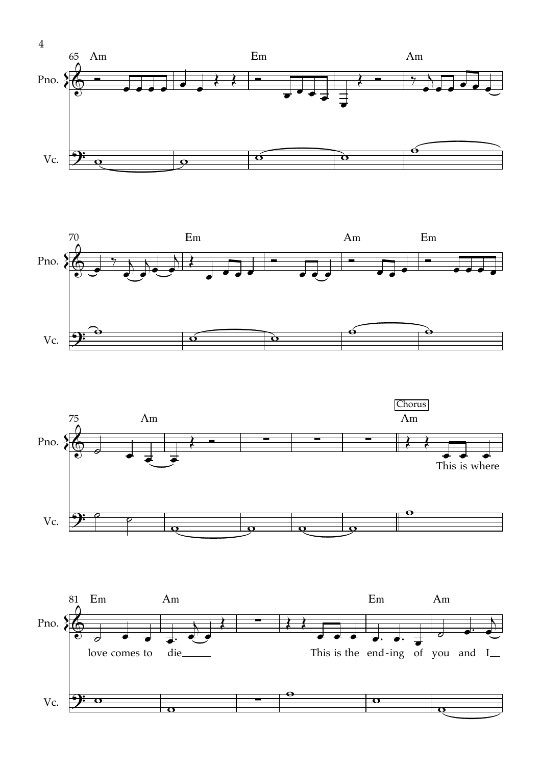Chorus

This is where love comes to die

This is the end-ing of you and I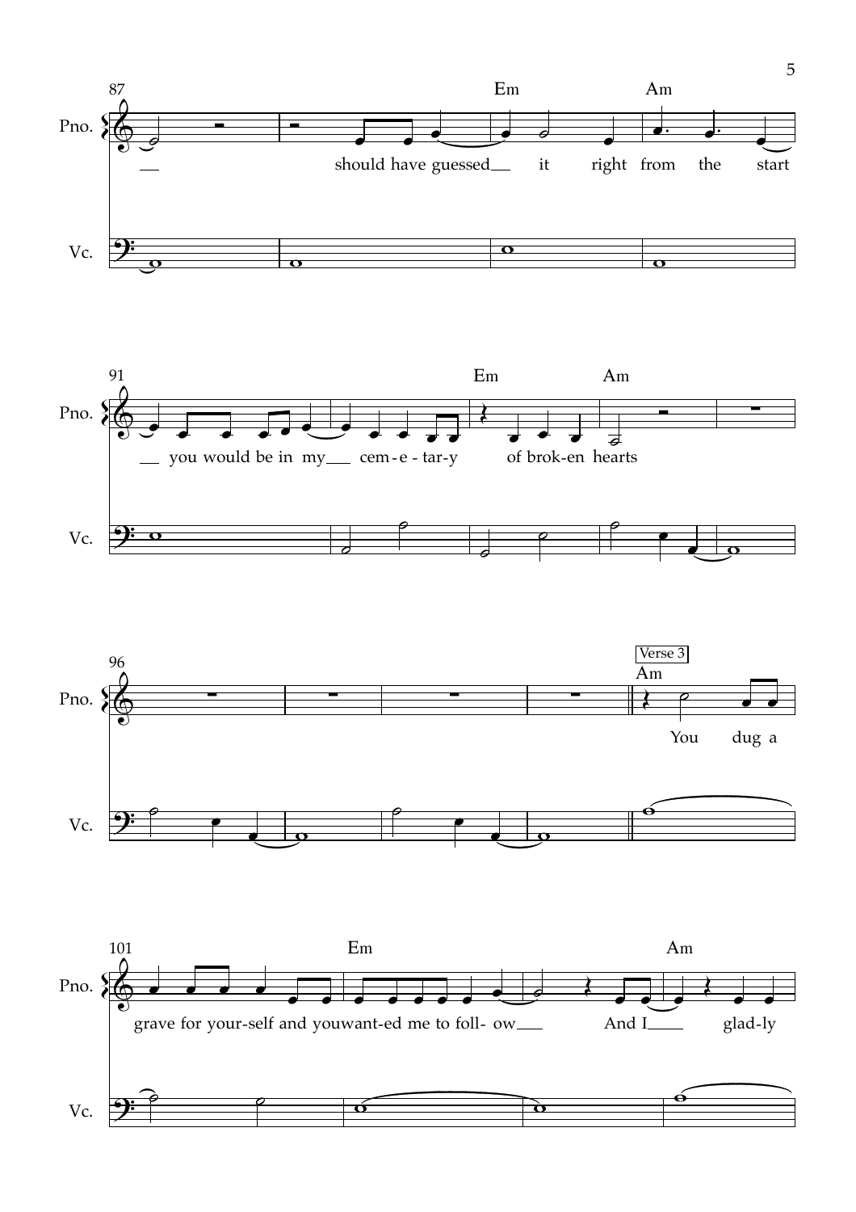87

Pno.

should have guessed it right from the start

Em Am

Vc.

91

you would be in my cem-e-tar-y of brok-en hearts

Em Am

96

Verse 3

Am

You dug a

101

grave for your-self and you want-ed me to foll- ow And I glad-ly

Em Am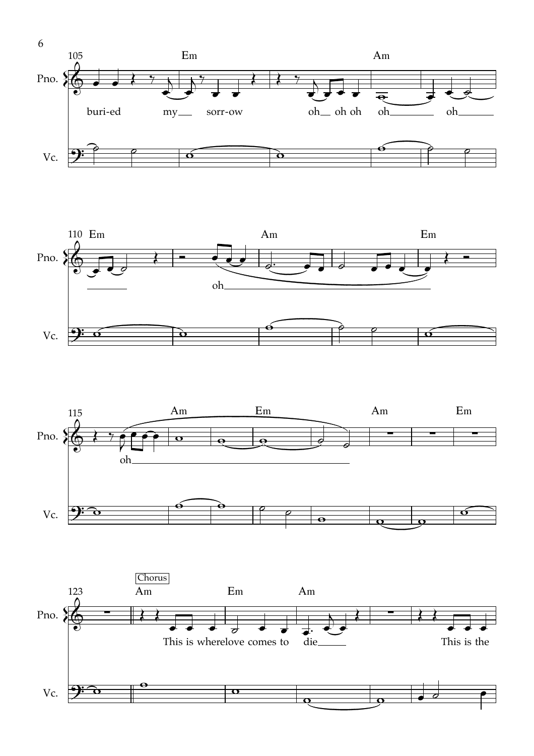Pno.

Vc.

105 Em Am

buri-ed my__ sorr-ow oh__ oh oh oh________ oh______

110 Em Am Em

oh

115 Am Em Am Em

oh

123 Chorus

Am Em Am

This is where love comes to die_____ This is the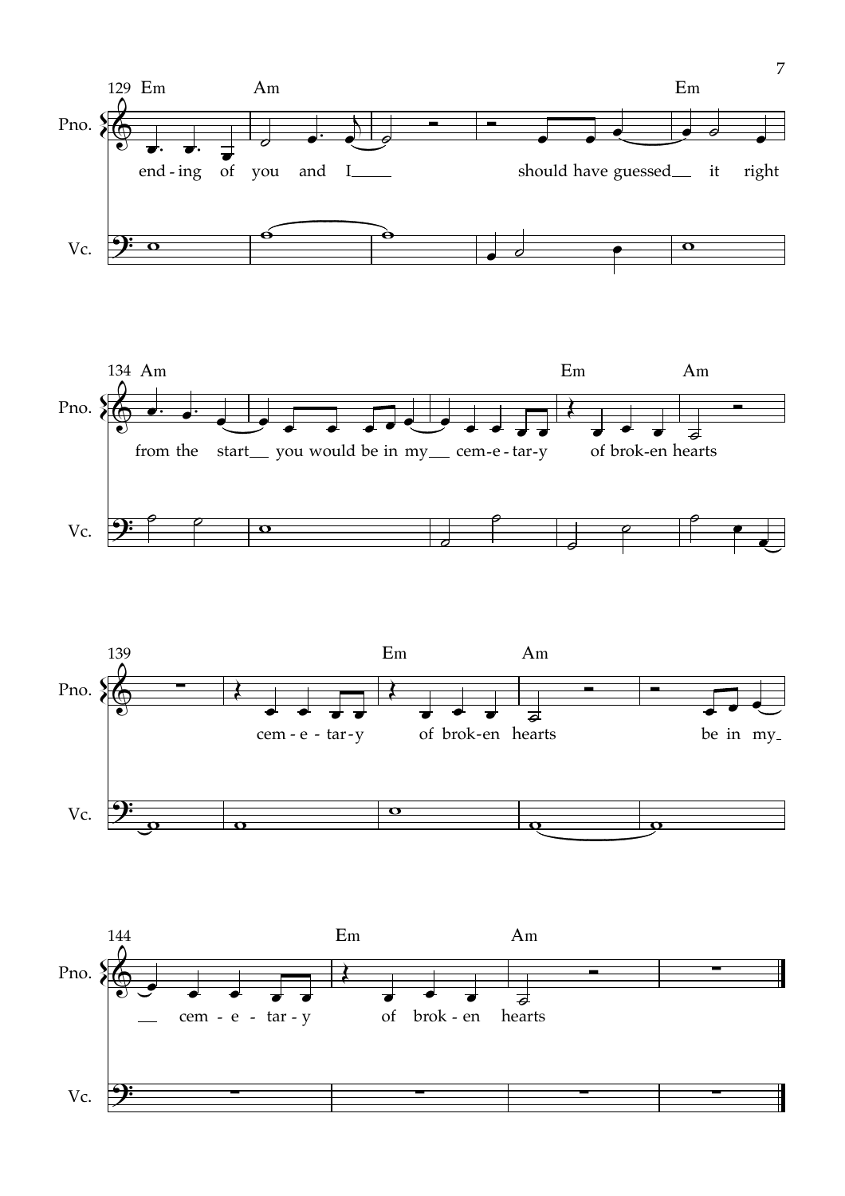129 Em Am Em

Pno.

end - ing of you and I ____ should have guessed __ it right

Vc.

134 Am Em Am

Pno.

from the start __ you would be in my __ cem - e - tar - y of brok - en hearts

Vc.

139 Em Am

Pno.

cem - e - tar - y of brok - en hearts be in my \_

Vc.

144 Em Am

Pno.

__ cem - e - tar - y of brok - en hearts

Vc.